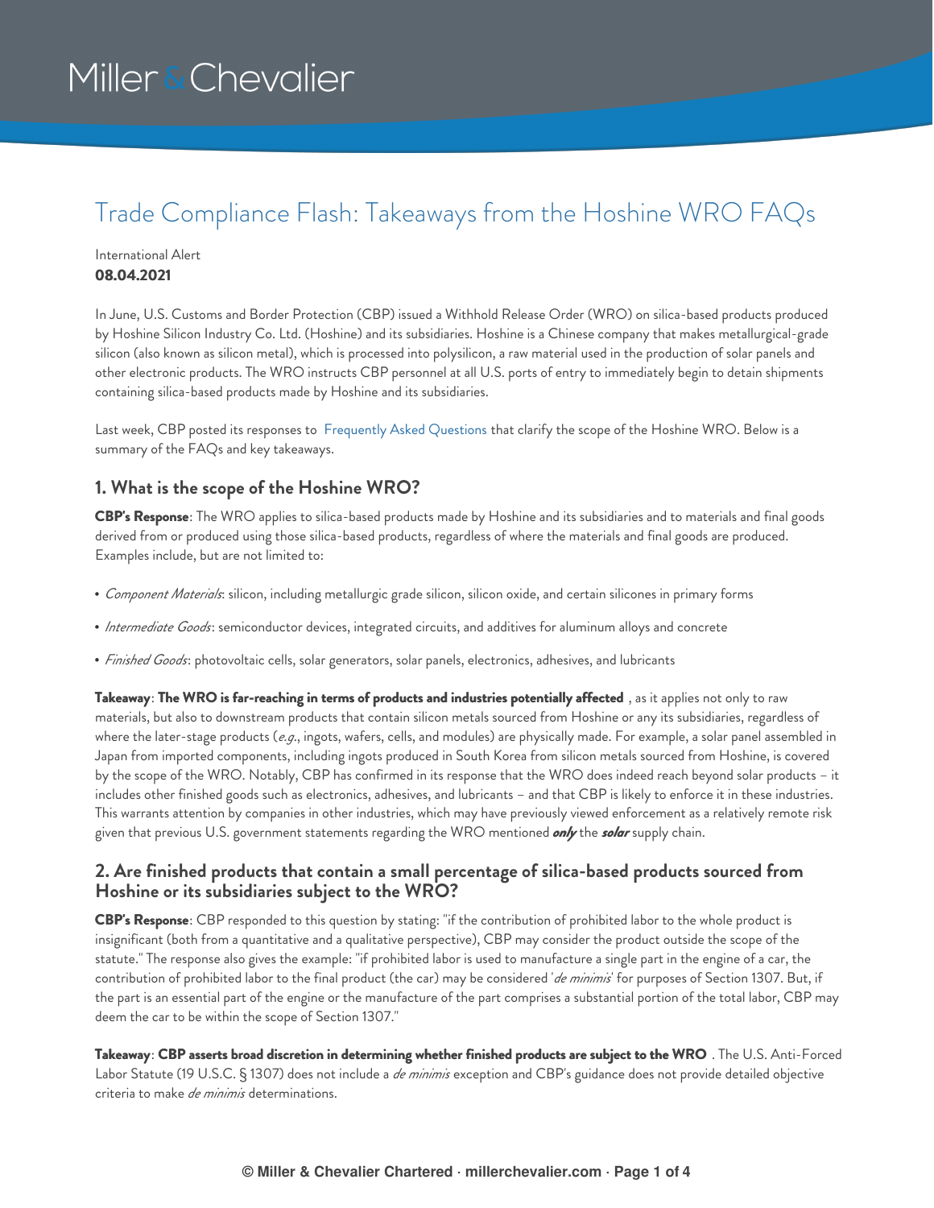Miller & Chevalier

# Trade Compliance Flash: Takeaways from the Hoshine WRO FAQs

International Alert
**08.04.2021**

In June, U.S. Customs and Border Protection (CBP) issued a Withhold Release Order (WRO) on silica-based products produced by Hoshine Silicon Industry Co. Ltd. (Hoshine) and its subsidiaries. Hoshine is a Chinese company that makes metallurgical-grade silicon (also known as silicon metal), which is processed into polysilicon, a raw material used in the production of solar panels and other electronic products. The WRO instructs CBP personnel at all U.S. ports of entry to immediately begin to detain shipments containing silica-based products made by Hoshine and its subsidiaries.

Last week, CBP posted its responses to Frequently Asked Questions that clarify the scope of the Hoshine WRO. Below is a summary of the FAQs and key takeaways.

## 1. What is the scope of the Hoshine WRO?

**CBP's Response**: The WRO applies to silica-based products made by Hoshine and its subsidiaries and to materials and final goods derived from or produced using those silica-based products, regardless of where the materials and final goods are produced. Examples include, but are not limited to:

- *Component Materials*: silicon, including metallurgic grade silicon, silicon oxide, and certain silicones in primary forms
- *Intermediate Goods*: semiconductor devices, integrated circuits, and additives for aluminum alloys and concrete
- *Finished Goods*: photovoltaic cells, solar generators, solar panels, electronics, adhesives, and lubricants

**Takeaway**: **The WRO is far-reaching in terms of products and industries potentially affected**, as it applies not only to raw materials, but also to downstream products that contain silicon metals sourced from Hoshine or any its subsidiaries, regardless of where the later-stage products (*e.g.*, ingots, wafers, cells, and modules) are physically made. For example, a solar panel assembled in Japan from imported components, including ingots produced in South Korea from silicon metals sourced from Hoshine, is covered by the scope of the WRO. Notably, CBP has confirmed in its response that the WRO does indeed reach beyond solar products – it includes other finished goods such as electronics, adhesives, and lubricants – and that CBP is likely to enforce it in these industries. This warrants attention by companies in other industries, which may have previously viewed enforcement as a relatively remote risk given that previous U.S. government statements regarding the WRO mentioned ***only*** the ***solar*** supply chain.

## 2. Are finished products that contain a small percentage of silica-based products sourced from Hoshine or its subsidiaries subject to the WRO?

**CBP's Response**: CBP responded to this question by stating: "if the contribution of prohibited labor to the whole product is insignificant (both from a quantitative and a qualitative perspective), CBP may consider the product outside the scope of the statute." The response also gives the example: "if prohibited labor is used to manufacture a single part in the engine of a car, the contribution of prohibited labor to the final product (the car) may be considered '*de minimis*' for purposes of Section 1307. But, if the part is an essential part of the engine or the manufacture of the part comprises a substantial portion of the total labor, CBP may deem the car to be within the scope of Section 1307."

**Takeaway**: **CBP asserts broad discretion in determining whether finished products are subject to the WRO**. The U.S. Anti-Forced Labor Statute (19 U.S.C. § 1307) does not include a *de minimis* exception and CBP's guidance does not provide detailed objective criteria to make *de minimis* determinations.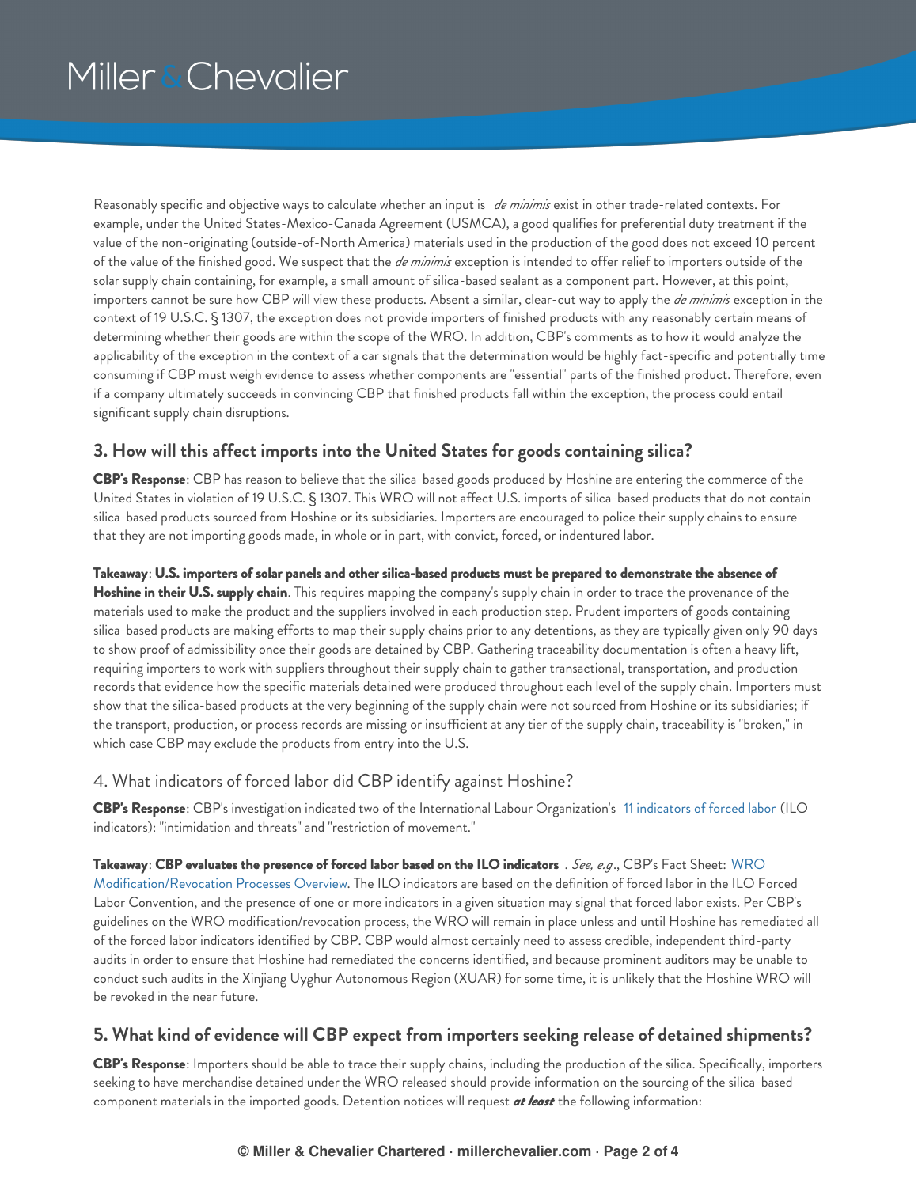Reasonably specific and objective ways to calculate whether an input is *de minimis* exist in other trade-related contexts. For example, under the United States-Mexico-Canada Agreement (USMCA), a good qualifies for preferential duty treatment if the value of the non-originating (outside-of-North America) materials used in the production of the good does not exceed 10 percent of the value of the finished good. We suspect that the *de minimis* exception is intended to offer relief to importers outside of the solar supply chain containing, for example, a small amount of silica-based sealant as a component part. However, at this point, importers cannot be sure how CBP will view these products. Absent a similar, clear-cut way to apply the *de minimis* exception in the context of 19 U.S.C. § 1307, the exception does not provide importers of finished products with any reasonably certain means of determining whether their goods are within the scope of the WRO. In addition, CBP's comments as to how it would analyze the applicability of the exception in the context of a car signals that the determination would be highly fact-specific and potentially time consuming if CBP must weigh evidence to assess whether components are "essential" parts of the finished product. Therefore, even if a company ultimately succeeds in convincing CBP that finished products fall within the exception, the process could entail significant supply chain disruptions.

### 3. How will this affect imports into the United States for goods containing silica?

**CBP's Response**: CBP has reason to believe that the silica-based goods produced by Hoshine are entering the commerce of the United States in violation of 19 U.S.C. § 1307. This WRO will not affect U.S. imports of silica-based products that do not contain silica-based products sourced from Hoshine or its subsidiaries. Importers are encouraged to police their supply chains to ensure that they are not importing goods made, in whole or in part, with convict, forced, or indentured labor.

**Takeaway**: **U.S. importers of solar panels and other silica-based products must be prepared to demonstrate the absence of Hoshine in their U.S. supply chain**. This requires mapping the company's supply chain in order to trace the provenance of the materials used to make the product and the suppliers involved in each production step. Prudent importers of goods containing silica-based products are making efforts to map their supply chains prior to any detentions, as they are typically given only 90 days to show proof of admissibility once their goods are detained by CBP. Gathering traceability documentation is often a heavy lift, requiring importers to work with suppliers throughout their supply chain to gather transactional, transportation, and production records that evidence how the specific materials detained were produced throughout each level of the supply chain. Importers must show that the silica-based products at the very beginning of the supply chain were not sourced from Hoshine or its subsidiaries; if the transport, production, or process records are missing or insufficient at any tier of the supply chain, traceability is "broken," in which case CBP may exclude the products from entry into the U.S.

### 4. What indicators of forced labor did CBP identify against Hoshine?

**CBP's Response**: CBP's investigation indicated two of the International Labour Organization's 11 indicators of forced labor (ILO indicators): "intimidation and threats" and "restriction of movement."

**Takeaway**: **CBP evaluates the presence of forced labor based on the ILO indicators** . *See, e.g.*, CBP's Fact Sheet: WRO Modification/Revocation Processes Overview. The ILO indicators are based on the definition of forced labor in the ILO Forced Labor Convention, and the presence of one or more indicators in a given situation may signal that forced labor exists. Per CBP's guidelines on the WRO modification/revocation process, the WRO will remain in place unless and until Hoshine has remediated all of the forced labor indicators identified by CBP. CBP would almost certainly need to assess credible, independent third-party audits in order to ensure that Hoshine had remediated the concerns identified, and because prominent auditors may be unable to conduct such audits in the Xinjiang Uyghur Autonomous Region (XUAR) for some time, it is unlikely that the Hoshine WRO will be revoked in the near future.

### 5. What kind of evidence will CBP expect from importers seeking release of detained shipments?

**CBP's Response**: Importers should be able to trace their supply chains, including the production of the silica. Specifically, importers seeking to have merchandise detained under the WRO released should provide information on the sourcing of the silica-based component materials in the imported goods. Detention notices will request ***at least*** the following information: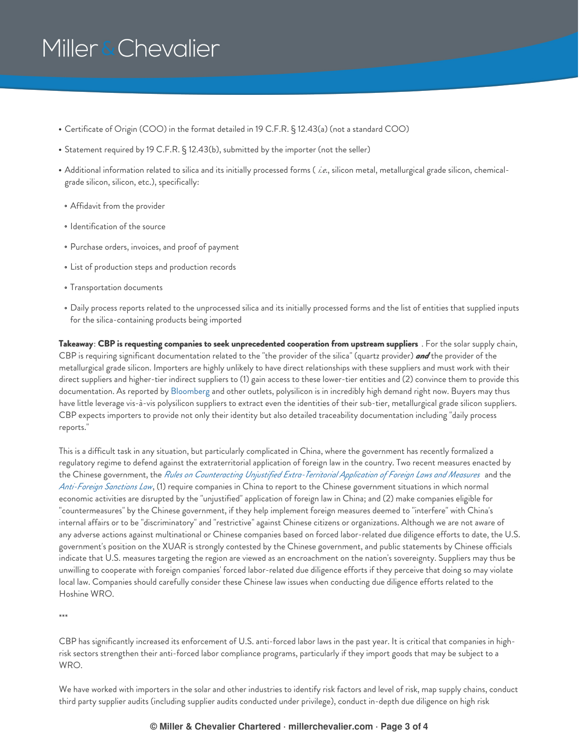- Certificate of Origin (COO) in the format detailed in 19 C.F.R. § 12.43(a) (not a standard COO)
- Statement required by 19 C.F.R. § 12.43(b), submitted by the importer (not the seller)
- Additional information related to silica and its initially processed forms ( *i.e.*, silicon metal, metallurgical grade silicon, chemical-grade silicon, silicon, etc.), specifically:
  - Affidavit from the provider
  - Identification of the source
  - Purchase orders, invoices, and proof of payment
  - List of production steps and production records
  - Transportation documents
  - Daily process reports related to the unprocessed silica and its initially processed forms and the list of entities that supplied inputs for the silica-containing products being imported

**Takeaway**: **CBP is requesting companies to seek unprecedented cooperation from upstream suppliers** . For the solar supply chain, CBP is requiring significant documentation related to the "the provider of the silica" (quartz provider) ***and*** the provider of the metallurgical grade silicon. Importers are highly unlikely to have direct relationships with these suppliers and must work with their direct suppliers and higher-tier indirect suppliers to (1) gain access to these lower-tier entities and (2) convince them to provide this documentation. As reported by Bloomberg and other outlets, polysilicon is in incredibly high demand right now. Buyers may thus have little leverage vis-à-vis polysilicon suppliers to extract even the identities of their sub-tier, metallurgical grade silicon suppliers. CBP expects importers to provide not only their identity but also detailed traceability documentation including "daily process reports."

This is a difficult task in any situation, but particularly complicated in China, where the government has recently formalized a regulatory regime to defend against the extraterritorial application of foreign law in the country. Two recent measures enacted by the Chinese government, the *Rules on Counteracting Unjustified Extra-Territorial Application of Foreign Laws and Measures* and the *Anti-Foreign Sanctions Law*, (1) require companies in China to report to the Chinese government situations in which normal economic activities are disrupted by the "unjustified" application of foreign law in China; and (2) make companies eligible for "countermeasures" by the Chinese government, if they help implement foreign measures deemed to "interfere" with China's internal affairs or to be "discriminatory" and "restrictive" against Chinese citizens or organizations. Although we are not aware of any adverse actions against multinational or Chinese companies based on forced labor-related due diligence efforts to date, the U.S. government's position on the XUAR is strongly contested by the Chinese government, and public statements by Chinese officials indicate that U.S. measures targeting the region are viewed as an encroachment on the nation's sovereignty. Suppliers may thus be unwilling to cooperate with foreign companies' forced labor-related due diligence efforts if they perceive that doing so may violate local law. Companies should carefully consider these Chinese law issues when conducting due diligence efforts related to the Hoshine WRO.

***

CBP has significantly increased its enforcement of U.S. anti-forced labor laws in the past year. It is critical that companies in high-risk sectors strengthen their anti-forced labor compliance programs, particularly if they import goods that may be subject to a WRO.

We have worked with importers in the solar and other industries to identify risk factors and level of risk, map supply chains, conduct third party supplier audits (including supplier audits conducted under privilege), conduct in-depth due diligence on high risk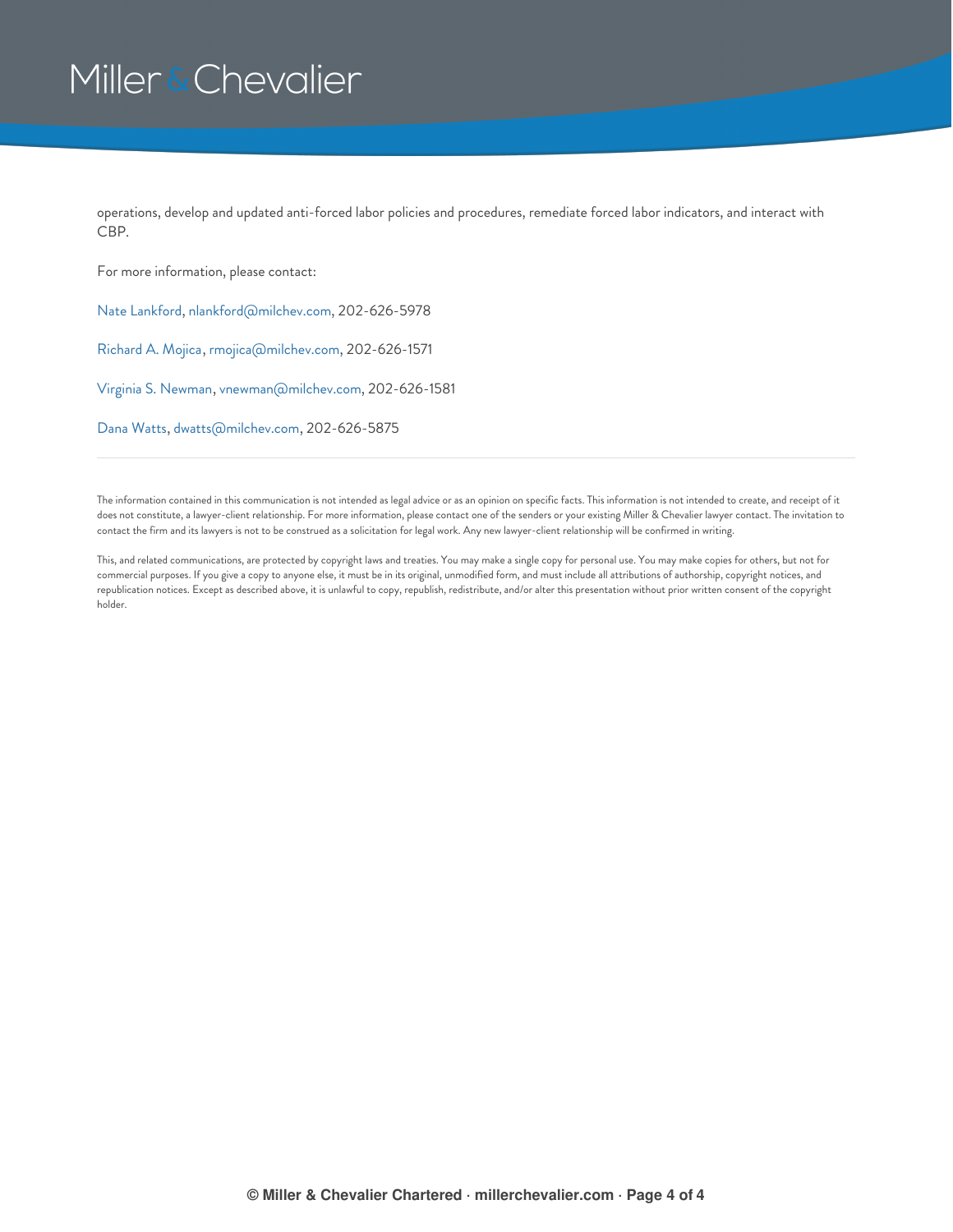operations, develop and updated anti-forced labor policies and procedures, remediate forced labor indicators, and interact with CBP.

For more information, please contact:

Nate Lankford, nlankford@milchev.com, 202-626-5978

Richard A. Mojica, rmojica@milchev.com, 202-626-1571

Virginia S. Newman, vnewman@milchev.com, 202-626-1581

Dana Watts, dwatts@milchev.com, 202-626-5875

---

The information contained in this communication is not intended as legal advice or as an opinion on specific facts. This information is not intended to create, and receipt of it does not constitute, a lawyer-client relationship. For more information, please contact one of the senders or your existing Miller & Chevalier lawyer contact. The invitation to contact the firm and its lawyers is not to be construed as a solicitation for legal work. Any new lawyer-client relationship will be confirmed in writing.

This, and related communications, are protected by copyright laws and treaties. You may make a single copy for personal use. You may make copies for others, but not for commercial purposes. If you give a copy to anyone else, it must be in its original, unmodified form, and must include all attributions of authorship, copyright notices, and republication notices. Except as described above, it is unlawful to copy, republish, redistribute, and/or alter this presentation without prior written consent of the copyright holder.